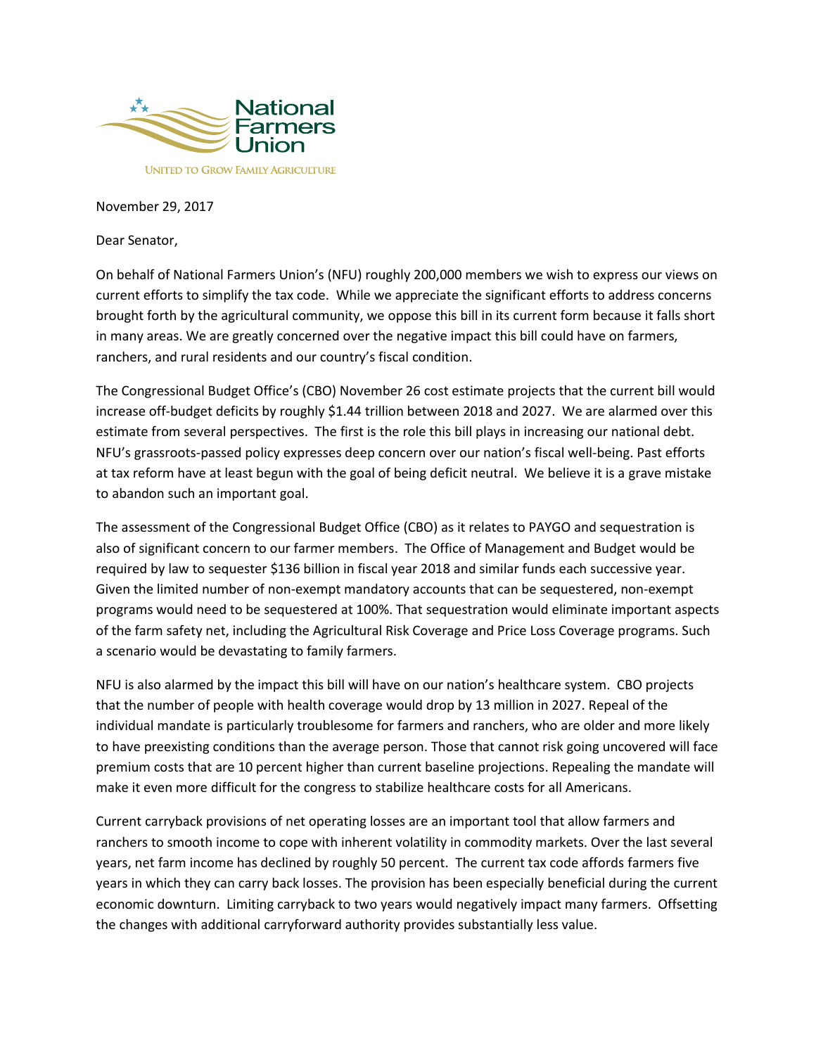National Farmers Union

UNITED TO GROW FAMILY AGRICULTURE

November 29, 2017

Dear Senator,

On behalf of National Farmers Union's (NFU) roughly 200,000 members we wish to express our views on current efforts to simplify the tax code. While we appreciate the significant efforts to address concerns brought forth by the agricultural community, we oppose this bill in its current form because it falls short in many areas. We are greatly concerned over the negative impact this bill could have on farmers, ranchers, and rural residents and our country's fiscal condition.

The Congressional Budget Office's (CBO) November 26 cost estimate projects that the current bill would increase off-budget deficits by roughly $1.44 trillion between 2018 and 2027. We are alarmed over this estimate from several perspectives. The first is the role this bill plays in increasing our national debt. NFU's grassroots-passed policy expresses deep concern over our nation's fiscal well-being. Past efforts at tax reform have at least begun with the goal of being deficit neutral. We believe it is a grave mistake to abandon such an important goal.

The assessment of the Congressional Budget Office (CBO) as it relates to PAYGO and sequestration is also of significant concern to our farmer members. The Office of Management and Budget would be required by law to sequester $136 billion in fiscal year 2018 and similar funds each successive year. Given the limited number of non-exempt mandatory accounts that can be sequestered, non-exempt programs would need to be sequestered at 100%. That sequestration would eliminate important aspects of the farm safety net, including the Agricultural Risk Coverage and Price Loss Coverage programs. Such a scenario would be devastating to family farmers.

NFU is also alarmed by the impact this bill will have on our nation's healthcare system. CBO projects that the number of people with health coverage would drop by 13 million in 2027. Repeal of the individual mandate is particularly troublesome for farmers and ranchers, who are older and more likely to have preexisting conditions than the average person. Those that cannot risk going uncovered will face premium costs that are 10 percent higher than current baseline projections. Repealing the mandate will make it even more difficult for the congress to stabilize healthcare costs for all Americans.

Current carryback provisions of net operating losses are an important tool that allow farmers and ranchers to smooth income to cope with inherent volatility in commodity markets. Over the last several years, net farm income has declined by roughly 50 percent. The current tax code affords farmers five years in which they can carry back losses. The provision has been especially beneficial during the current economic downturn. Limiting carryback to two years would negatively impact many farmers. Offsetting the changes with additional carryforward authority provides substantially less value.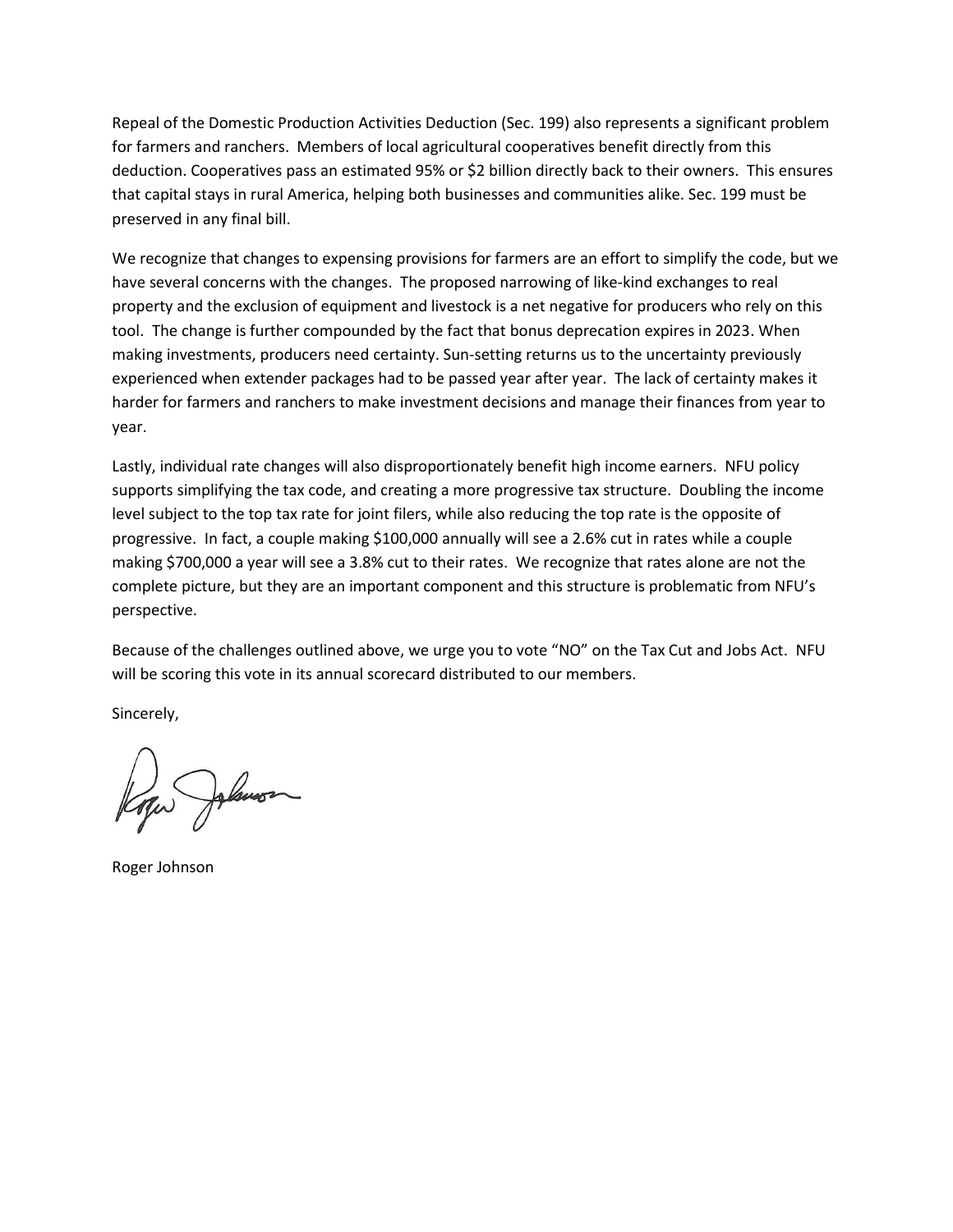Repeal of the Domestic Production Activities Deduction (Sec. 199) also represents a significant problem for farmers and ranchers. Members of local agricultural cooperatives benefit directly from this deduction. Cooperatives pass an estimated 95% or $2 billion directly back to their owners. This ensures that capital stays in rural America, helping both businesses and communities alike. Sec. 199 must be preserved in any final bill.

We recognize that changes to expensing provisions for farmers are an effort to simplify the code, but we have several concerns with the changes. The proposed narrowing of like-kind exchanges to real property and the exclusion of equipment and livestock is a net negative for producers who rely on this tool. The change is further compounded by the fact that bonus deprecation expires in 2023. When making investments, producers need certainty. Sun-setting returns us to the uncertainty previously experienced when extender packages had to be passed year after year. The lack of certainty makes it harder for farmers and ranchers to make investment decisions and manage their finances from year to year.

Lastly, individual rate changes will also disproportionately benefit high income earners. NFU policy supports simplifying the tax code, and creating a more progressive tax structure. Doubling the income level subject to the top tax rate for joint filers, while also reducing the top rate is the opposite of progressive. In fact, a couple making $100,000 annually will see a 2.6% cut in rates while a couple making $700,000 a year will see a 3.8% cut to their rates. We recognize that rates alone are not the complete picture, but they are an important component and this structure is problematic from NFU's perspective.

Because of the challenges outlined above, we urge you to vote "NO" on the Tax Cut and Jobs Act. NFU will be scoring this vote in its annual scorecard distributed to our members.

Sincerely,

Roger Johnson